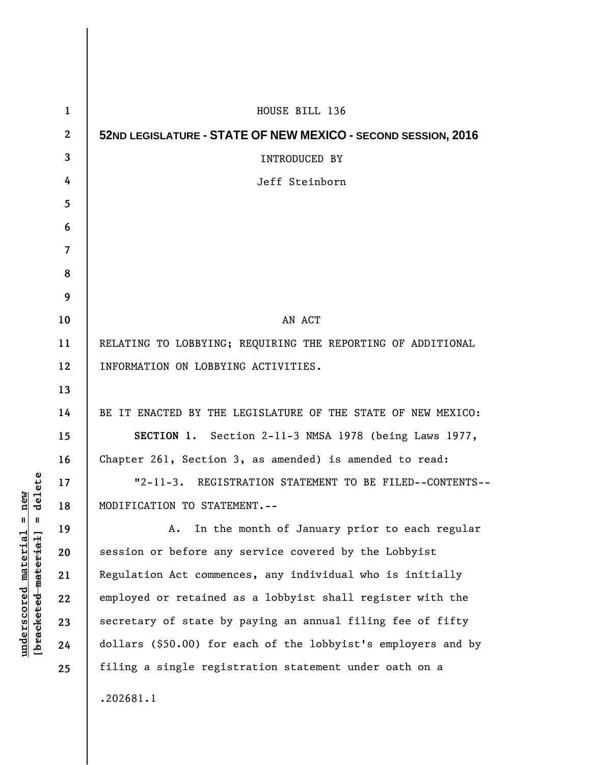HOUSE BILL 136

**52ND LEGISLATURE - STATE OF NEW MEXICO - SECOND SESSION, 2016**

INTRODUCED BY

Jeff Steinborn

AN ACT

RELATING TO LOBBYING; REQUIRING THE REPORTING OF ADDITIONAL INFORMATION ON LOBBYING ACTIVITIES.

BE IT ENACTED BY THE LEGISLATURE OF THE STATE OF NEW MEXICO:

**SECTION 1.** Section 2-11-3 NMSA 1978 (being Laws 1977, Chapter 261, Section 3, as amended) is amended to read:

"2-11-3. REGISTRATION STATEMENT TO BE FILED--CONTENTS--MODIFICATION TO STATEMENT.--

A. In the month of January prior to each regular session or before any service covered by the Lobbyist Regulation Act commences, any individual who is initially employed or retained as a lobbyist shall register with the secretary of state by paying an annual filing fee of fifty dollars ($50.00) for each of the lobbyist's employers and by filing a single registration statement under oath on a

.202681.1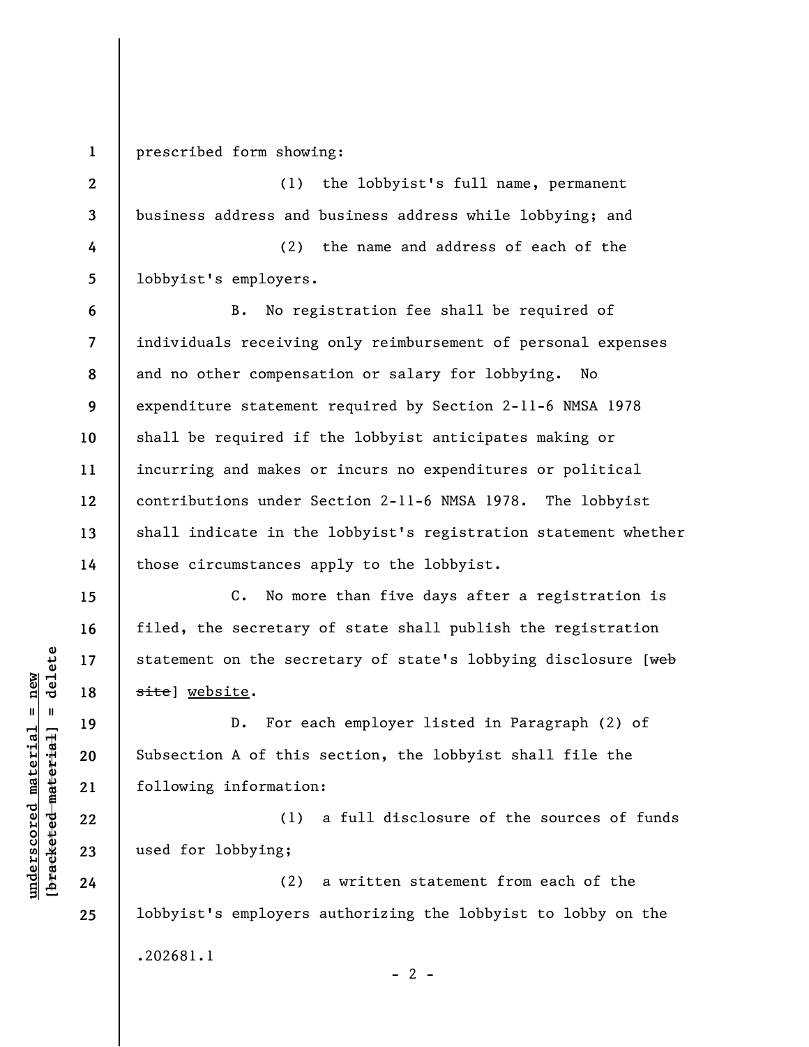prescribed form showing:

(1) the lobbyist's full name, permanent business address and business address while lobbying; and

(2) the name and address of each of the lobbyist's employers.

B. No registration fee shall be required of individuals receiving only reimbursement of personal expenses and no other compensation or salary for lobbying. No expenditure statement required by Section 2-11-6 NMSA 1978 shall be required if the lobbyist anticipates making or incurring and makes or incurs no expenditures or political contributions under Section 2-11-6 NMSA 1978. The lobbyist shall indicate in the lobbyist's registration statement whether those circumstances apply to the lobbyist.

C. No more than five days after a registration is filed, the secretary of state shall publish the registration statement on the secretary of state's lobbying disclosure [~~web site~~] <u>website</u>.

D. For each employer listed in Paragraph (2) of Subsection A of this section, the lobbyist shall file the following information:

(1) a full disclosure of the sources of funds used for lobbying;

(2) a written statement from each of the lobbyist's employers authorizing the lobbyist to lobby on the

.202681.1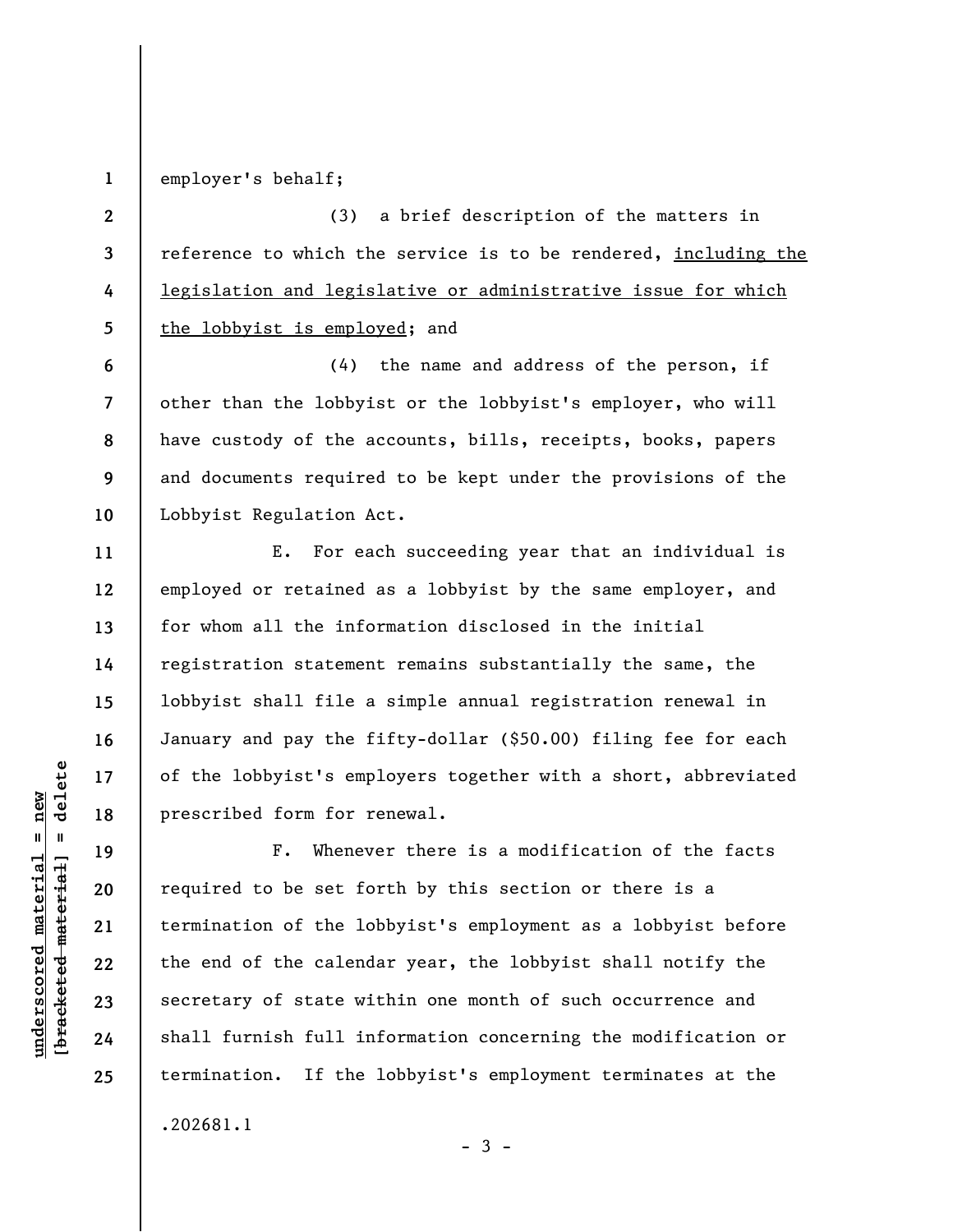employer's behalf;

(3) a brief description of the matters in reference to which the service is to be rendered, <u>including the legislation and legislative or administrative issue for which the lobbyist is employed</u>; and

(4) the name and address of the person, if other than the lobbyist or the lobbyist's employer, who will have custody of the accounts, bills, receipts, books, papers and documents required to be kept under the provisions of the Lobbyist Regulation Act.

E. For each succeeding year that an individual is employed or retained as a lobbyist by the same employer, and for whom all the information disclosed in the initial registration statement remains substantially the same, the lobbyist shall file a simple annual registration renewal in January and pay the fifty-dollar ($50.00) filing fee for each of the lobbyist's employers together with a short, abbreviated prescribed form for renewal.

F. Whenever there is a modification of the facts required to be set forth by this section or there is a termination of the lobbyist's employment as a lobbyist before the end of the calendar year, the lobbyist shall notify the secretary of state within one month of such occurrence and shall furnish full information concerning the modification or termination. If the lobbyist's employment terminates at the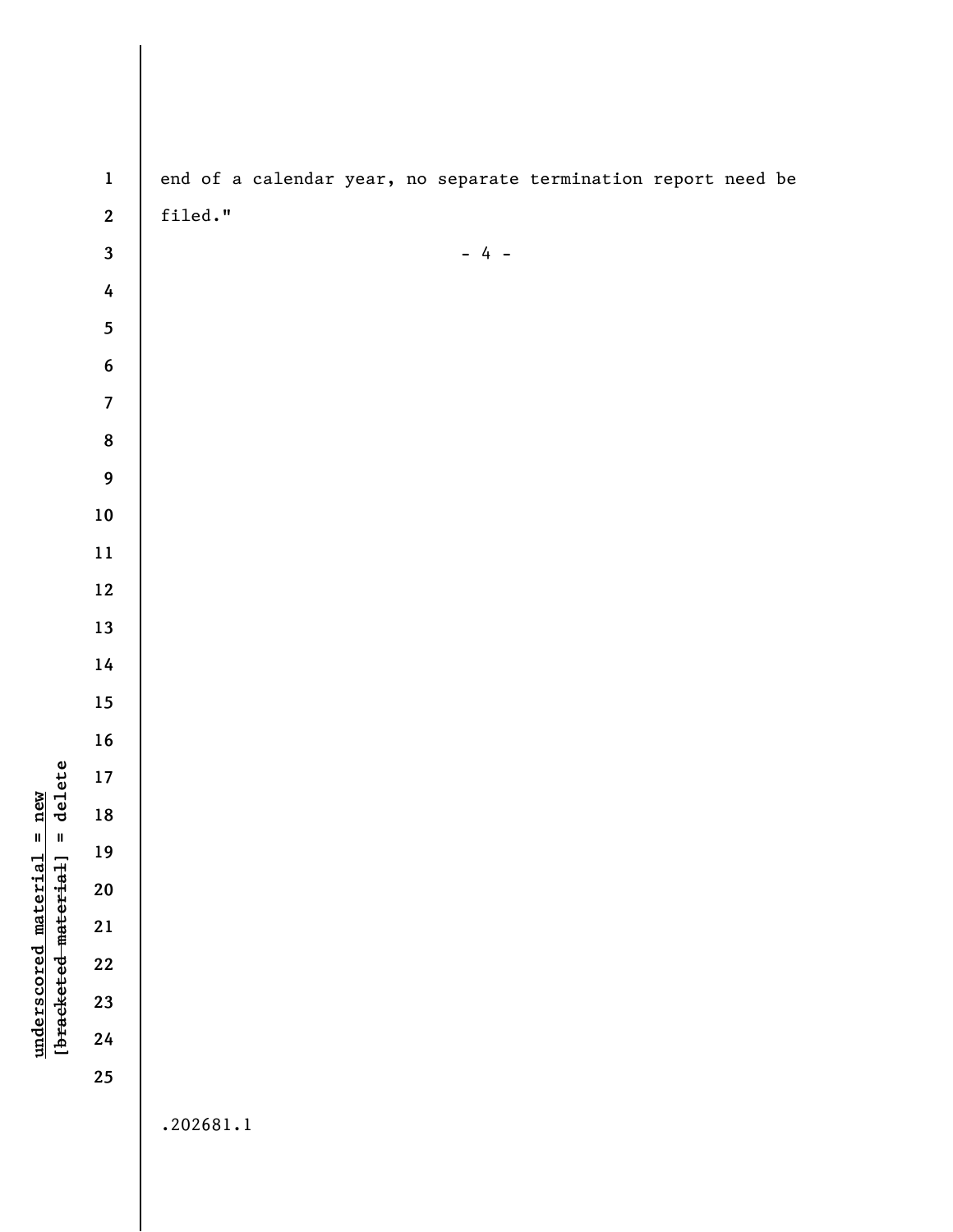end of a calendar year, no separate termination report need be filed."